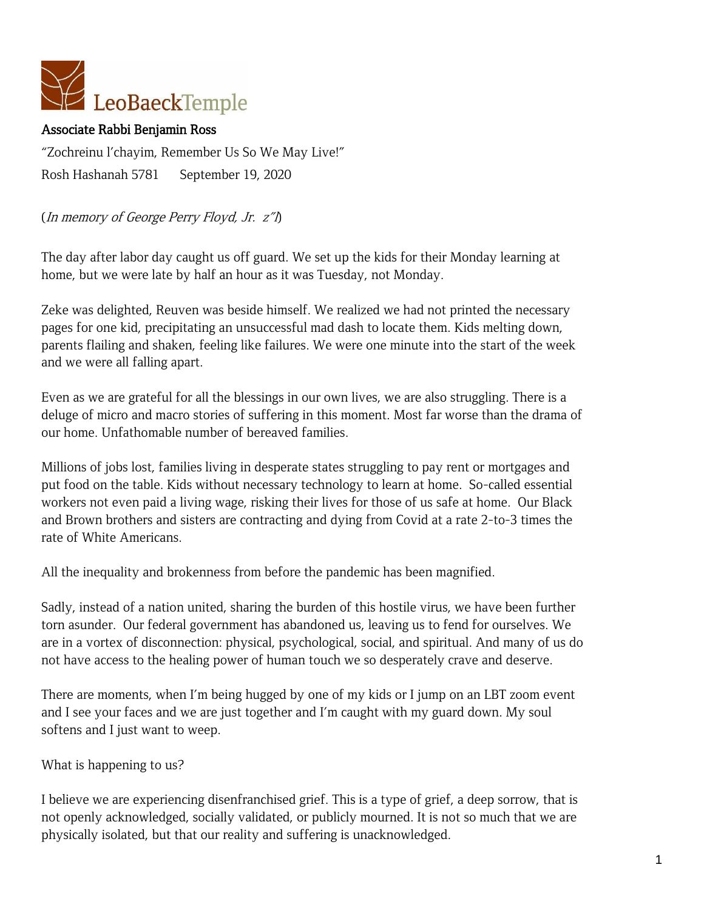LeoBaeckTemple

**Associate Rabbi Benjamin Ross**

"Zochreinu l'chayim, Remember Us So We May Live!"

Rosh Hashanah 5781    September 19, 2020

(*In memory of George Perry Floyd, Jr. z"l*)

The day after labor day caught us off guard. We set up the kids for their Monday learning at home, but we were late by half an hour as it was Tuesday, not Monday.

Zeke was delighted, Reuven was beside himself. We realized we had not printed the necessary pages for one kid, precipitating an unsuccessful mad dash to locate them. Kids melting down, parents flailing and shaken, feeling like failures. We were one minute into the start of the week and we were all falling apart.

Even as we are grateful for all the blessings in our own lives, we are also struggling. There is a deluge of micro and macro stories of suffering in this moment. Most far worse than the drama of our home. Unfathomable number of bereaved families.

Millions of jobs lost, families living in desperate states struggling to pay rent or mortgages and put food on the table. Kids without necessary technology to learn at home. So-called essential workers not even paid a living wage, risking their lives for those of us safe at home. Our Black and Brown brothers and sisters are contracting and dying from Covid at a rate 2-to-3 times the rate of White Americans.

All the inequality and brokenness from before the pandemic has been magnified.

Sadly, instead of a nation united, sharing the burden of this hostile virus, we have been further torn asunder. Our federal government has abandoned us, leaving us to fend for ourselves. We are in a vortex of disconnection: physical, psychological, social, and spiritual. And many of us do not have access to the healing power of human touch we so desperately crave and deserve.

There are moments, when I'm being hugged by one of my kids or I jump on an LBT zoom event and I see your faces and we are just together and I'm caught with my guard down. My soul softens and I just want to weep.

What is happening to us?

I believe we are experiencing disenfranchised grief. This is a type of grief, a deep sorrow, that is not openly acknowledged, socially validated, or publicly mourned. It is not so much that we are physically isolated, but that our reality and suffering is unacknowledged.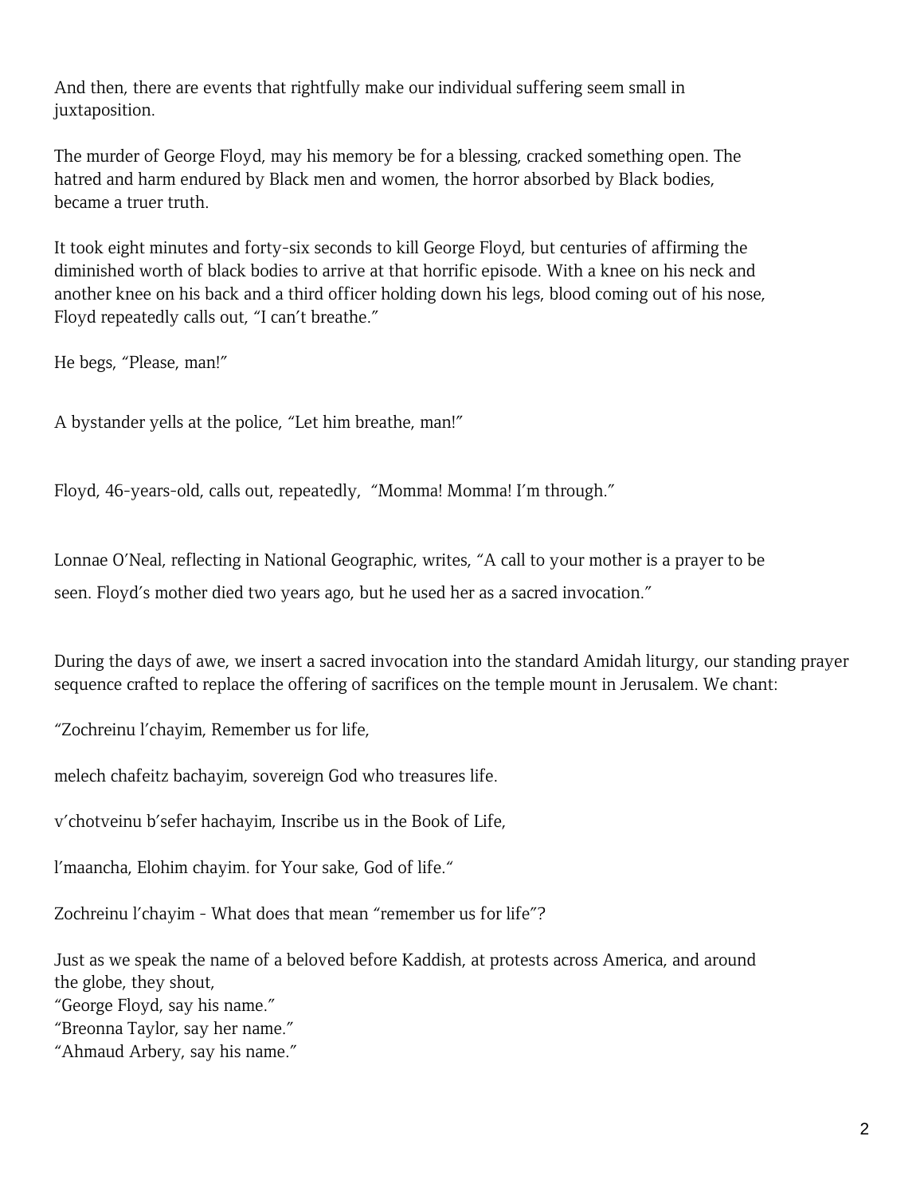And then, there are events that rightfully make our individual suffering seem small in juxtaposition.

The murder of George Floyd, may his memory be for a blessing, cracked something open. The hatred and harm endured by Black men and women, the horror absorbed by Black bodies, became a truer truth.

It took eight minutes and forty-six seconds to kill George Floyd, but centuries of affirming the diminished worth of black bodies to arrive at that horrific episode. With a knee on his neck and another knee on his back and a third officer holding down his legs, blood coming out of his nose, Floyd repeatedly calls out, "I can't breathe."

He begs, "Please, man!"

A bystander yells at the police, "Let him breathe, man!"

Floyd, 46-years-old, calls out, repeatedly, "Momma! Momma! I'm through."

Lonnae O'Neal, reflecting in National Geographic, writes, "A call to your mother is a prayer to be seen. Floyd's mother died two years ago, but he used her as a sacred invocation."

During the days of awe, we insert a sacred invocation into the standard Amidah liturgy, our standing prayer sequence crafted to replace the offering of sacrifices on the temple mount in Jerusalem. We chant:

"Zochreinu l'chayim, Remember us for life,

melech chafeitz bachayim, sovereign God who treasures life.

v'chotveinu b'sefer hachayim, Inscribe us in the Book of Life,

l'maancha, Elohim chayim. for Your sake, God of life."

Zochreinu l'chayim - What does that mean "remember us for life"?

Just as we speak the name of a beloved before Kaddish, at protests across America, and around the globe, they shout,
"George Floyd, say his name."
"Breonna Taylor, say her name."
"Ahmaud Arbery, say his name."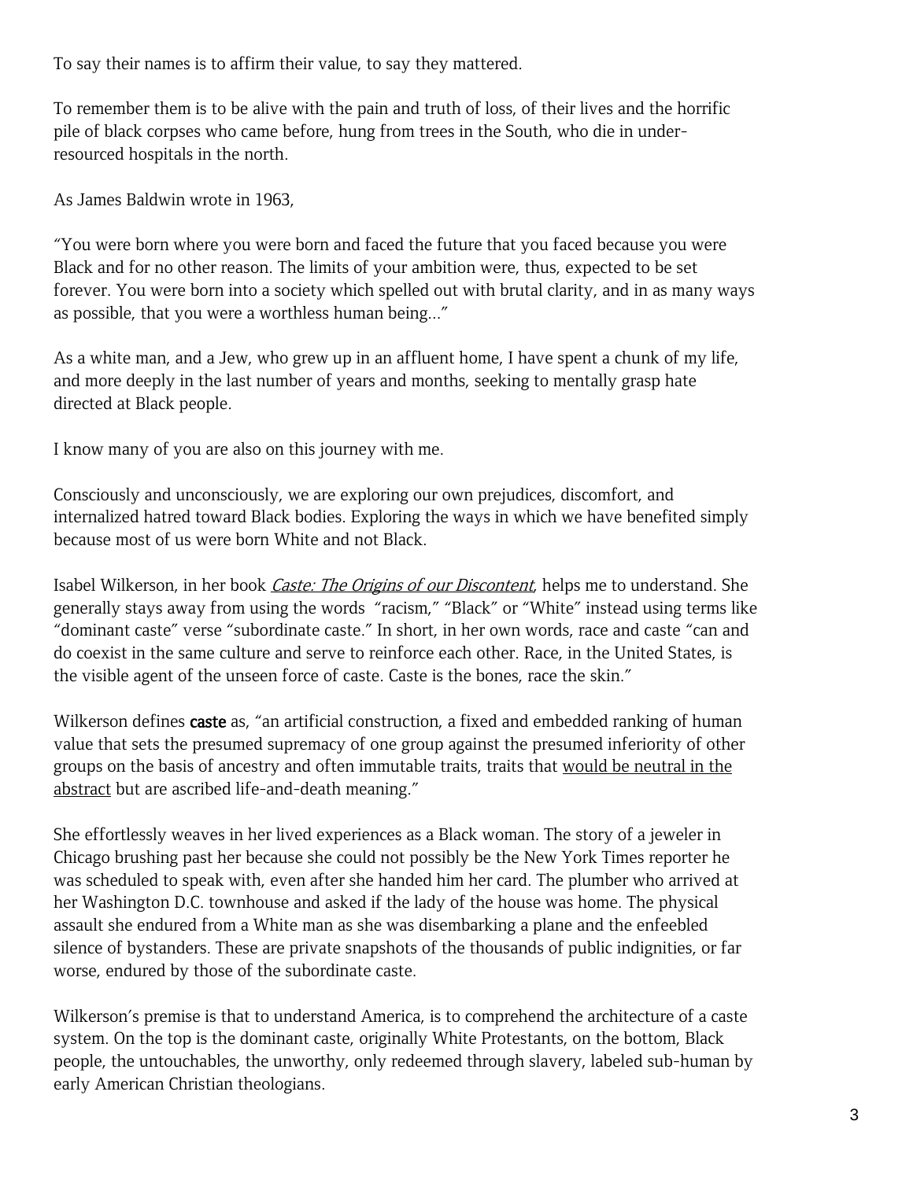To say their names is to affirm their value, to say they mattered.

To remember them is to be alive with the pain and truth of loss, of their lives and the horrific pile of black corpses who came before, hung from trees in the South, who die in under-resourced hospitals in the north.

As James Baldwin wrote in 1963,

"You were born where you were born and faced the future that you faced because you were Black and for no other reason. The limits of your ambition were, thus, expected to be set forever. You were born into a society which spelled out with brutal clarity, and in as many ways as possible, that you were a worthless human being..."

As a white man, and a Jew, who grew up in an affluent home, I have spent a chunk of my life, and more deeply in the last number of years and months, seeking to mentally grasp hate directed at Black people.

I know many of you are also on this journey with me.

Consciously and unconsciously, we are exploring our own prejudices, discomfort, and internalized hatred toward Black bodies. Exploring the ways in which we have benefited simply because most of us were born White and not Black.

Isabel Wilkerson, in her book *Caste: The Origins of our Discontent*, helps me to understand. She generally stays away from using the words "racism," "Black" or "White" instead using terms like "dominant caste" verse "subordinate caste." In short, in her own words, race and caste "can and do coexist in the same culture and serve to reinforce each other. Race, in the United States, is the visible agent of the unseen force of caste. Caste is the bones, race the skin."

Wilkerson defines **caste** as, "an artificial construction, a fixed and embedded ranking of human value that sets the presumed supremacy of one group against the presumed inferiority of other groups on the basis of ancestry and often immutable traits, traits that would be neutral in the abstract but are ascribed life-and-death meaning."

She effortlessly weaves in her lived experiences as a Black woman. The story of a jeweler in Chicago brushing past her because she could not possibly be the New York Times reporter he was scheduled to speak with, even after she handed him her card. The plumber who arrived at her Washington D.C. townhouse and asked if the lady of the house was home. The physical assault she endured from a White man as she was disembarking a plane and the enfeebled silence of bystanders. These are private snapshots of the thousands of public indignities, or far worse, endured by those of the subordinate caste.

Wilkerson's premise is that to understand America, is to comprehend the architecture of a caste system. On the top is the dominant caste, originally White Protestants, on the bottom, Black people, the untouchables, the unworthy, only redeemed through slavery, labeled sub-human by early American Christian theologians.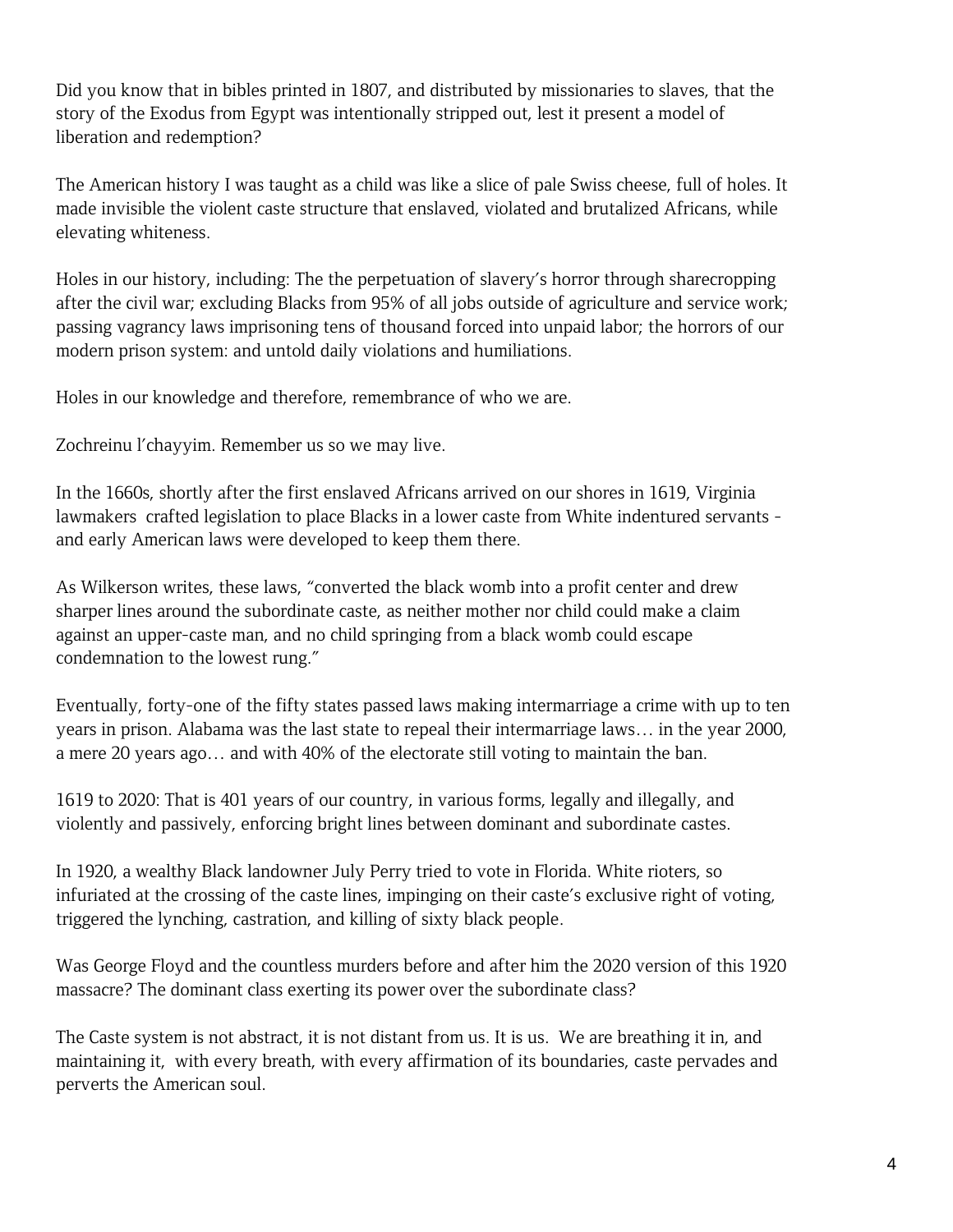Did you know that in bibles printed in 1807, and distributed by missionaries to slaves, that the story of the Exodus from Egypt was intentionally stripped out, lest it present a model of liberation and redemption?

The American history I was taught as a child was like a slice of pale Swiss cheese, full of holes. It made invisible the violent caste structure that enslaved, violated and brutalized Africans, while elevating whiteness.

Holes in our history, including: The the perpetuation of slavery's horror through sharecropping after the civil war; excluding Blacks from 95% of all jobs outside of agriculture and service work; passing vagrancy laws imprisoning tens of thousand forced into unpaid labor; the horrors of our modern prison system: and untold daily violations and humiliations.

Holes in our knowledge and therefore, remembrance of who we are.

Zochreinu l'chayyim. Remember us so we may live.

In the 1660s, shortly after the first enslaved Africans arrived on our shores in 1619, Virginia lawmakers crafted legislation to place Blacks in a lower caste from White indentured servants - and early American laws were developed to keep them there.

As Wilkerson writes, these laws, "converted the black womb into a profit center and drew sharper lines around the subordinate caste, as neither mother nor child could make a claim against an upper-caste man, and no child springing from a black womb could escape condemnation to the lowest rung."

Eventually, forty-one of the fifty states passed laws making intermarriage a crime with up to ten years in prison. Alabama was the last state to repeal their intermarriage laws… in the year 2000, a mere 20 years ago… and with 40% of the electorate still voting to maintain the ban.

1619 to 2020: That is 401 years of our country, in various forms, legally and illegally, and violently and passively, enforcing bright lines between dominant and subordinate castes.

In 1920, a wealthy Black landowner July Perry tried to vote in Florida. White rioters, so infuriated at the crossing of the caste lines, impinging on their caste's exclusive right of voting, triggered the lynching, castration, and killing of sixty black people.

Was George Floyd and the countless murders before and after him the 2020 version of this 1920 massacre? The dominant class exerting its power over the subordinate class?

The Caste system is not abstract, it is not distant from us. It is us. We are breathing it in, and maintaining it, with every breath, with every affirmation of its boundaries, caste pervades and perverts the American soul.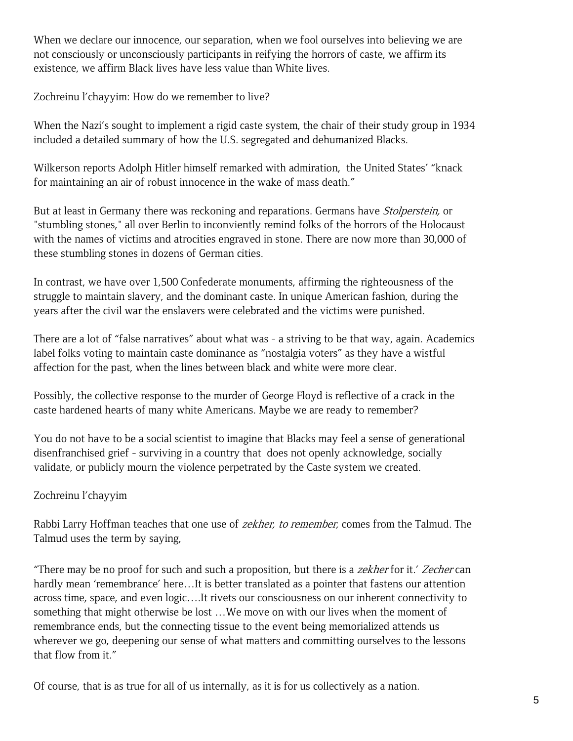When we declare our innocence, our separation, when we fool ourselves into believing we are not consciously or unconsciously participants in reifying the horrors of caste, we affirm its existence, we affirm Black lives have less value than White lives.

Zochreinu l'chayyim: How do we remember to live?

When the Nazi's sought to implement a rigid caste system, the chair of their study group in 1934 included a detailed summary of how the U.S. segregated and dehumanized Blacks.

Wilkerson reports Adolph Hitler himself remarked with admiration, the United States' "knack for maintaining an air of robust innocence in the wake of mass death."

But at least in Germany there was reckoning and reparations. Germans have *Stolperstein,* or "stumbling stones," all over Berlin to inconviently remind folks of the horrors of the Holocaust with the names of victims and atrocities engraved in stone. There are now more than 30,000 of these stumbling stones in dozens of German cities.

In contrast, we have over 1,500 Confederate monuments, affirming the righteousness of the struggle to maintain slavery, and the dominant caste. In unique American fashion, during the years after the civil war the enslavers were celebrated and the victims were punished.

There are a lot of "false narratives" about what was - a striving to be that way, again. Academics label folks voting to maintain caste dominance as "nostalgia voters" as they have a wistful affection for the past, when the lines between black and white were more clear.

Possibly, the collective response to the murder of George Floyd is reflective of a crack in the caste hardened hearts of many white Americans. Maybe we are ready to remember?

You do not have to be a social scientist to imagine that Blacks may feel a sense of generational disenfranchised grief - surviving in a country that does not openly acknowledge, socially validate, or publicly mourn the violence perpetrated by the Caste system we created.

Zochreinu l'chayyim

Rabbi Larry Hoffman teaches that one use of *zekher, to remember,* comes from the Talmud. The Talmud uses the term by saying,

"There may be no proof for such and such a proposition, but there is a *zekher* for it.' *Zecher* can hardly mean 'remembrance' here…It is better translated as a pointer that fastens our attention across time, space, and even logic….It rivets our consciousness on our inherent connectivity to something that might otherwise be lost …We move on with our lives when the moment of remembrance ends, but the connecting tissue to the event being memorialized attends us wherever we go, deepening our sense of what matters and committing ourselves to the lessons that flow from it."

Of course, that is as true for all of us internally, as it is for us collectively as a nation.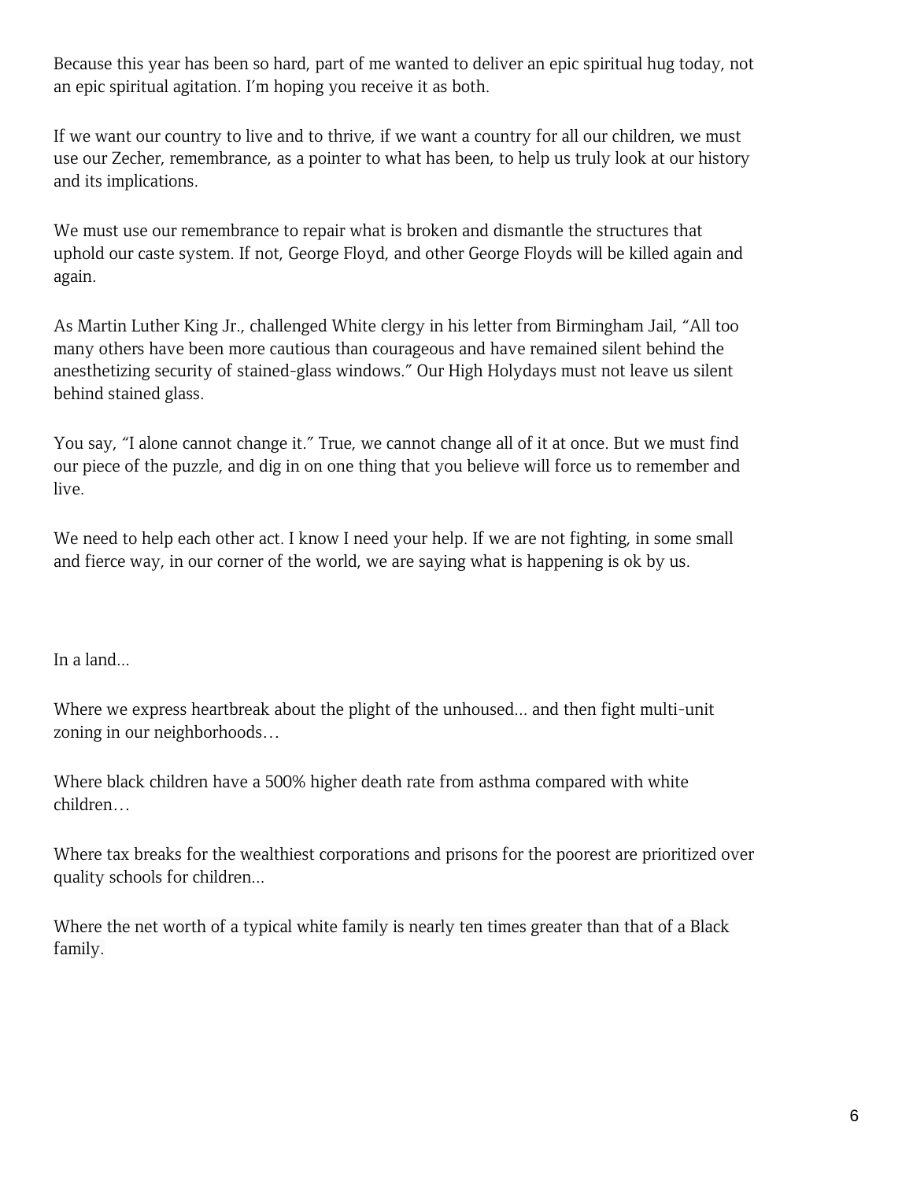Because this year has been so hard, part of me wanted to deliver an epic spiritual hug today, not an epic spiritual agitation. I'm hoping you receive it as both.

If we want our country to live and to thrive, if we want a country for all our children, we must use our Zecher, remembrance, as a pointer to what has been, to help us truly look at our history and its implications.

We must use our remembrance to repair what is broken and dismantle the structures that uphold our caste system. If not, George Floyd, and other George Floyds will be killed again and again.

As Martin Luther King Jr., challenged White clergy in his letter from Birmingham Jail, "All too many others have been more cautious than courageous and have remained silent behind the anesthetizing security of stained-glass windows." Our High Holydays must not leave us silent behind stained glass.

You say, "I alone cannot change it." True, we cannot change all of it at once. But we must find our piece of the puzzle, and dig in on one thing that you believe will force us to remember and live.

We need to help each other act. I know I need your help. If we are not fighting, in some small and fierce way, in our corner of the world, we are saying what is happening is ok by us.

In a land...

Where we express heartbreak about the plight of the unhoused... and then fight multi-unit zoning in our neighborhoods…

Where black children have a 500% higher death rate from asthma compared with white children…

Where tax breaks for the wealthiest corporations and prisons for the poorest are prioritized over quality schools for children...

Where the net worth of a typical white family is nearly ten times greater than that of a Black family.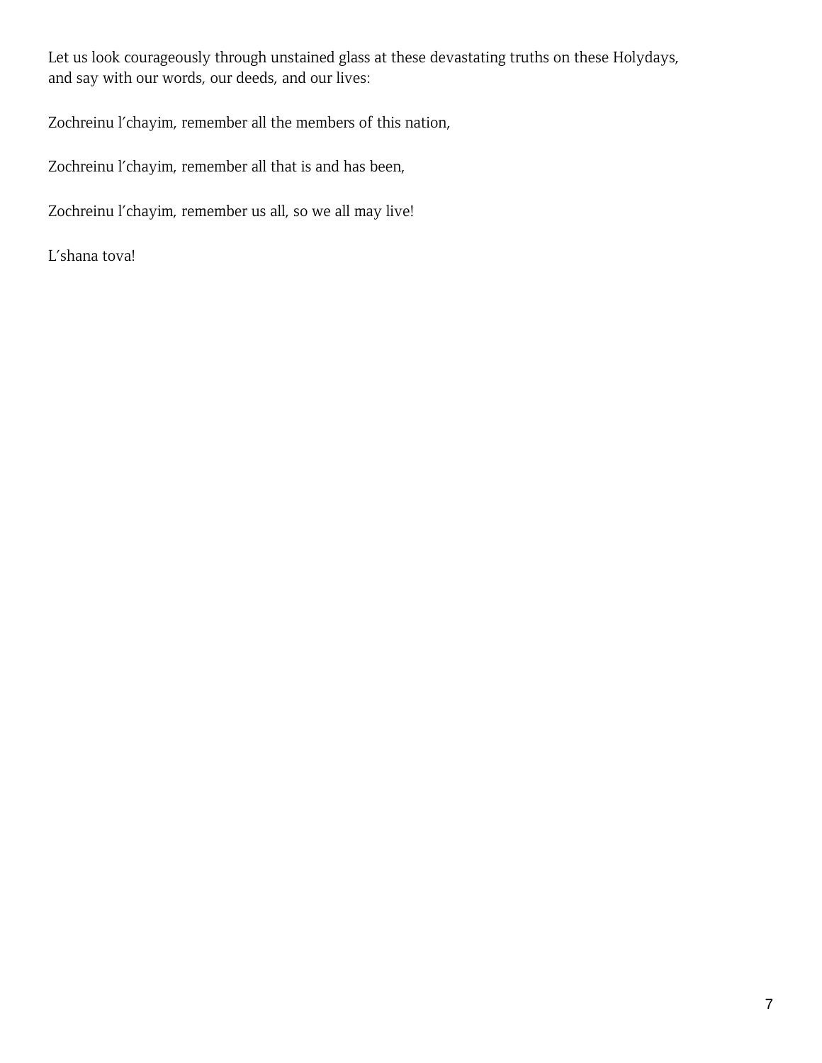Let us look courageously through unstained glass at these devastating truths on these Holydays, and say with our words, our deeds, and our lives:

Zochreinu l'chayim, remember all the members of this nation,

Zochreinu l'chayim, remember all that is and has been,

Zochreinu l'chayim, remember us all, so we all may live!

L'shana tova!